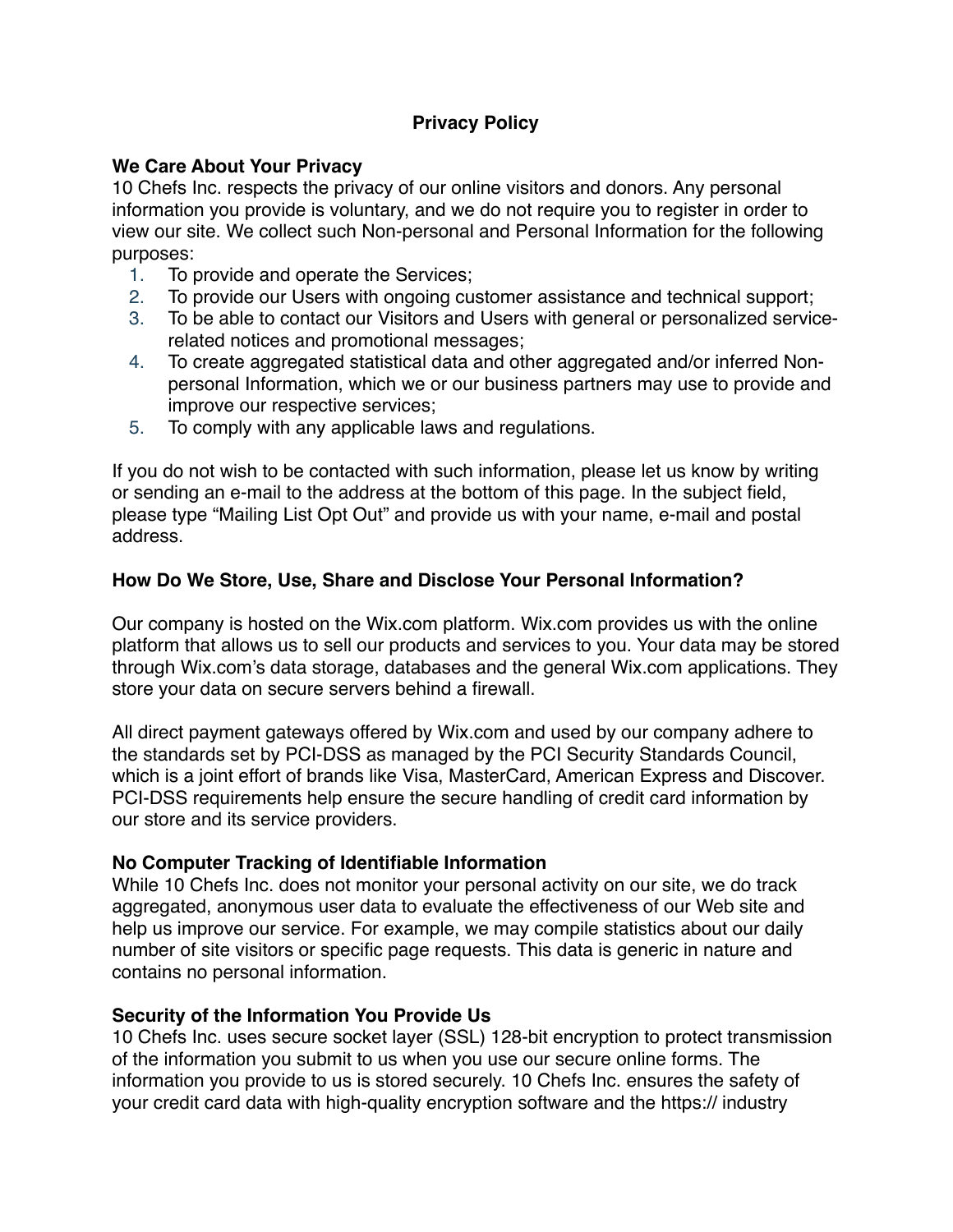# Privacy Policy

## We Care About Your Privacy

10 Chefs Inc. respects the privacy of our online visitors and donors. Any personal information you provide is voluntary, and we do not require you to register in order to view our site. We collect such Non-personal and Personal Information for the following purposes:

1. To provide and operate the Services;
2. To provide our Users with ongoing customer assistance and technical support;
3. To be able to contact our Visitors and Users with general or personalized service-related notices and promotional messages;
4. To create aggregated statistical data and other aggregated and/or inferred Non-personal Information, which we or our business partners may use to provide and improve our respective services;
5. To comply with any applicable laws and regulations.

If you do not wish to be contacted with such information, please let us know by writing or sending an e-mail to the address at the bottom of this page. In the subject field, please type "Mailing List Opt Out" and provide us with your name, e-mail and postal address.

## How Do We Store, Use, Share and Disclose Your Personal Information?

Our company is hosted on the Wix.com platform. Wix.com provides us with the online platform that allows us to sell our products and services to you. Your data may be stored through Wix.com's data storage, databases and the general Wix.com applications. They store your data on secure servers behind a firewall.

All direct payment gateways offered by Wix.com and used by our company adhere to the standards set by PCI-DSS as managed by the PCI Security Standards Council, which is a joint effort of brands like Visa, MasterCard, American Express and Discover. PCI-DSS requirements help ensure the secure handling of credit card information by our store and its service providers.

## No Computer Tracking of Identifiable Information

While 10 Chefs Inc. does not monitor your personal activity on our site, we do track aggregated, anonymous user data to evaluate the effectiveness of our Web site and help us improve our service. For example, we may compile statistics about our daily number of site visitors or specific page requests. This data is generic in nature and contains no personal information.

## Security of the Information You Provide Us

10 Chefs Inc. uses secure socket layer (SSL) 128-bit encryption to protect transmission of the information you submit to us when you use our secure online forms. The information you provide to us is stored securely. 10 Chefs Inc. ensures the safety of your credit card data with high-quality encryption software and the https:// industry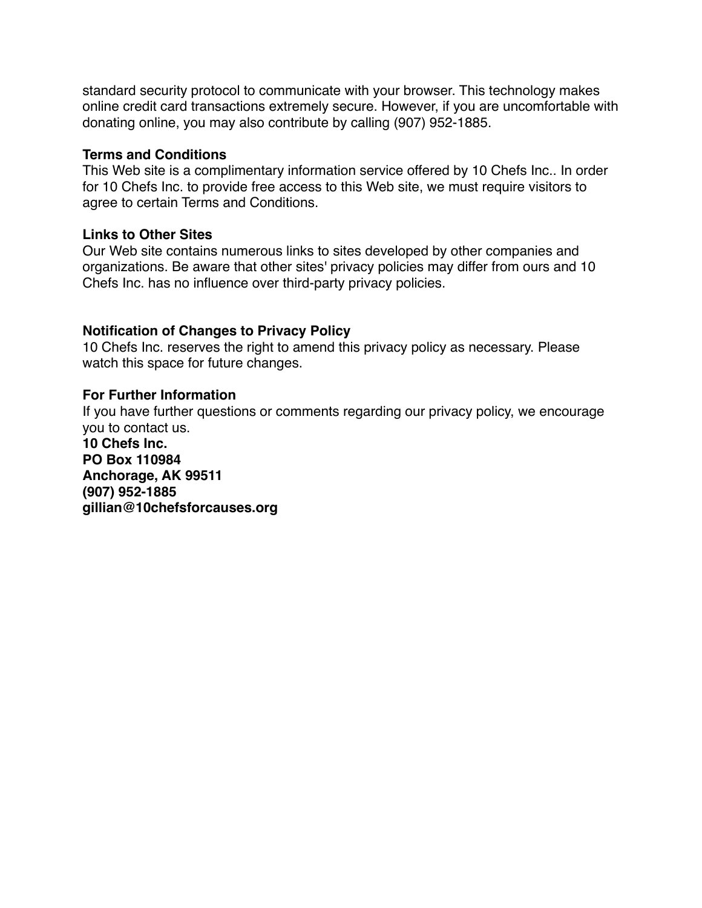standard security protocol to communicate with your browser. This technology makes online credit card transactions extremely secure. However, if you are uncomfortable with donating online, you may also contribute by calling (907) 952-1885.

**Terms and Conditions**
This Web site is a complimentary information service offered by 10 Chefs Inc.. In order for 10 Chefs Inc. to provide free access to this Web site, we must require visitors to agree to certain Terms and Conditions.

**Links to Other Sites**
Our Web site contains numerous links to sites developed by other companies and organizations. Be aware that other sites' privacy policies may differ from ours and 10 Chefs Inc. has no influence over third-party privacy policies.

**Notification of Changes to Privacy Policy**
10 Chefs Inc. reserves the right to amend this privacy policy as necessary. Please watch this space for future changes.

**For Further Information**
If you have further questions or comments regarding our privacy policy, we encourage you to contact us.
**10 Chefs Inc.**
**PO Box 110984**
**Anchorage, AK 99511**
**(907) 952-1885**
**gillian@10chefsforcauses.org**